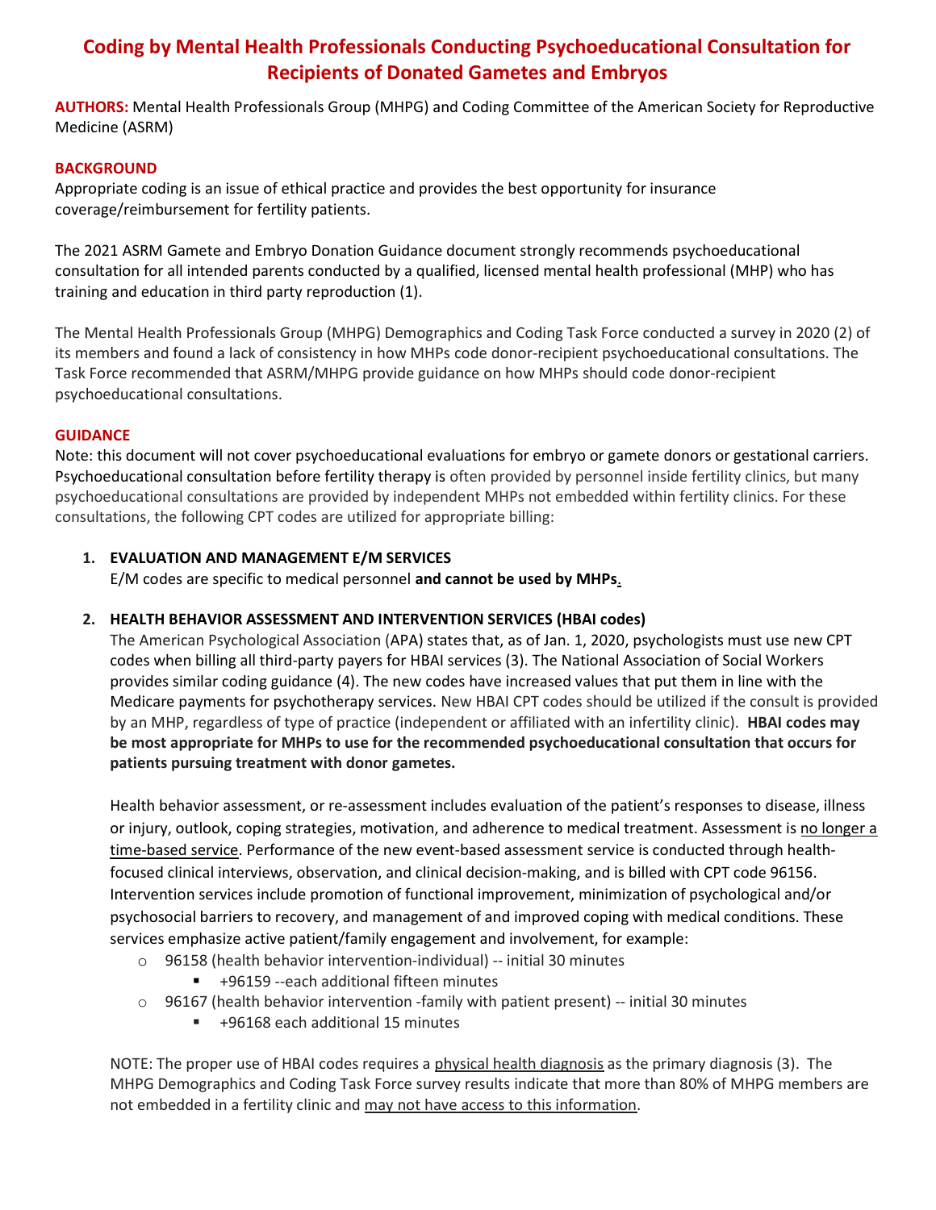# Coding by Mental Health Professionals Conducting Psychoeducational Consultation for Recipients of Donated Gametes and Embryos

**AUTHORS:** Mental Health Professionals Group (MHPG) and Coding Committee of the American Society for Reproductive Medicine (ASRM)

## BACKGROUND

Appropriate coding is an issue of ethical practice and provides the best opportunity for insurance coverage/reimbursement for fertility patients.

The 2021 ASRM Gamete and Embryo Donation Guidance document strongly recommends psychoeducational consultation for all intended parents conducted by a qualified, licensed mental health professional (MHP) who has training and education in third party reproduction (1).

The Mental Health Professionals Group (MHPG) Demographics and Coding Task Force conducted a survey in 2020 (2) of its members and found a lack of consistency in how MHPs code donor-recipient psychoeducational consultations. The Task Force recommended that ASRM/MHPG provide guidance on how MHPs should code donor-recipient psychoeducational consultations.

## GUIDANCE

Note: this document will not cover psychoeducational evaluations for embryo or gamete donors or gestational carriers. Psychoeducational consultation before fertility therapy is often provided by personnel inside fertility clinics, but many psychoeducational consultations are provided by independent MHPs not embedded within fertility clinics. For these consultations, the following CPT codes are utilized for appropriate billing:

1. **EVALUATION AND MANAGEMENT E/M SERVICES**
   E/M codes are specific to medical personnel **and cannot be used by MHPs.**

2. **HEALTH BEHAVIOR ASSESSMENT AND INTERVENTION SERVICES (HBAI codes)**
   The American Psychological Association (APA) states that, as of Jan. 1, 2020, psychologists must use new CPT codes when billing all third-party payers for HBAI services (3). The National Association of Social Workers provides similar coding guidance (4). The new codes have increased values that put them in line with the Medicare payments for psychotherapy services. New HBAI CPT codes should be utilized if the consult is provided by an MHP, regardless of type of practice (independent or affiliated with an infertility clinic). **HBAI codes may be most appropriate for MHPs to use for the recommended psychoeducational consultation that occurs for patients pursuing treatment with donor gametes.**

   Health behavior assessment, or re-assessment includes evaluation of the patient's responses to disease, illness or injury, outlook, coping strategies, motivation, and adherence to medical treatment. Assessment is no longer a time-based service. Performance of the new event-based assessment service is conducted through health-focused clinical interviews, observation, and clinical decision-making, and is billed with CPT code 96156. Intervention services include promotion of functional improvement, minimization of psychological and/or psychosocial barriers to recovery, and management of and improved coping with medical conditions. These services emphasize active patient/family engagement and involvement, for example:

   - 96158 (health behavior intervention-individual) -- initial 30 minutes
     - +96159 --each additional fifteen minutes
   - 96167 (health behavior intervention -family with patient present) -- initial 30 minutes
     - +96168 each additional 15 minutes

   NOTE: The proper use of HBAI codes requires a physical health diagnosis as the primary diagnosis (3). The MHPG Demographics and Coding Task Force survey results indicate that more than 80% of MHPG members are not embedded in a fertility clinic and may not have access to this information.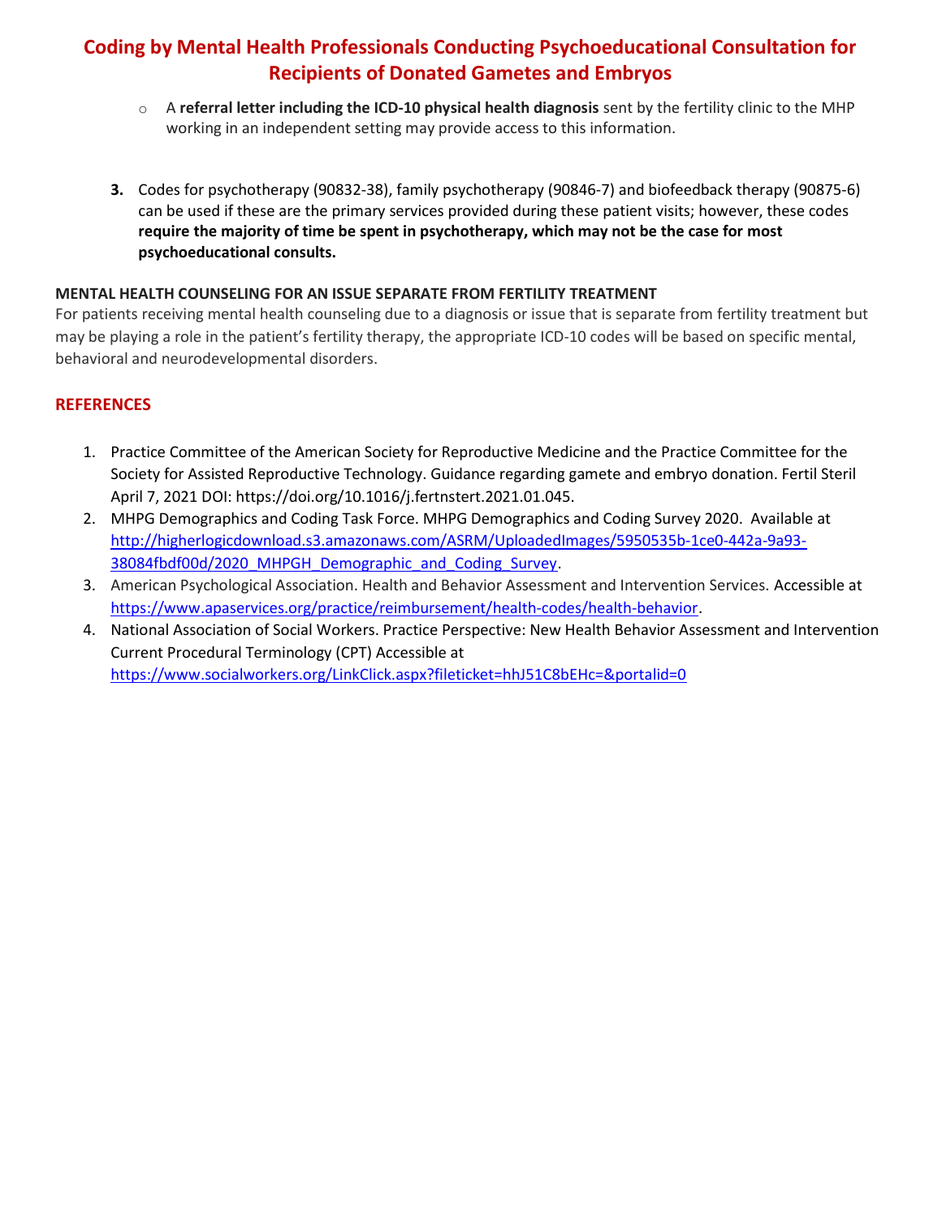# Coding by Mental Health Professionals Conducting Psychoeducational Consultation for Recipients of Donated Gametes and Embryos

- A **referral letter including the ICD-10 physical health diagnosis** sent by the fertility clinic to the MHP working in an independent setting may provide access to this information.

3. Codes for psychotherapy (90832-38), family psychotherapy (90846-7) and biofeedback therapy (90875-6) can be used if these are the primary services provided during these patient visits; however, these codes **require the majority of time be spent in psychotherapy, which may not be the case for most psychoeducational consults.**

**MENTAL HEALTH COUNSELING FOR AN ISSUE SEPARATE FROM FERTILITY TREATMENT**

For patients receiving mental health counseling due to a diagnosis or issue that is separate from fertility treatment but may be playing a role in the patient's fertility therapy, the appropriate ICD-10 codes will be based on specific mental, behavioral and neurodevelopmental disorders.

## REFERENCES

1. Practice Committee of the American Society for Reproductive Medicine and the Practice Committee for the Society for Assisted Reproductive Technology. Guidance regarding gamete and embryo donation. Fertil Steril April 7, 2021 DOI: https://doi.org/10.1016/j.fertnstert.2021.01.045.
2. MHPG Demographics and Coding Task Force. MHPG Demographics and Coding Survey 2020. Available at http://higherlogicdownload.s3.amazonaws.com/ASRM/UploadedImages/5950535b-1ce0-442a-9a93-38084fbdf00d/2020_MHPGH_Demographic_and_Coding_Survey.
3. American Psychological Association. Health and Behavior Assessment and Intervention Services. Accessible at https://www.apaservices.org/practice/reimbursement/health-codes/health-behavior.
4. National Association of Social Workers. Practice Perspective: New Health Behavior Assessment and Intervention Current Procedural Terminology (CPT) Accessible at https://www.socialworkers.org/LinkClick.aspx?fileticket=hhJ51C8bEHc=&portalid=0